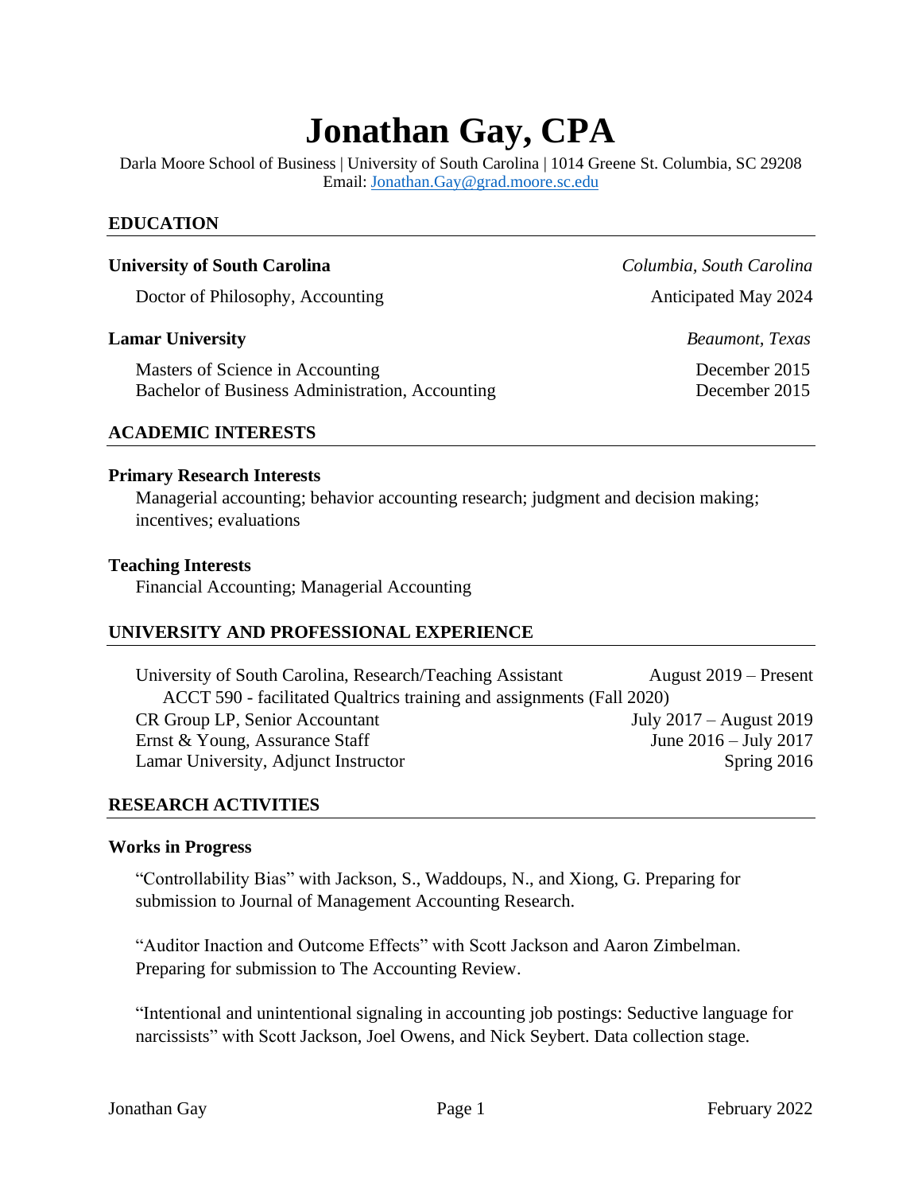# Jonathan Gay, CPA

Darla Moore School of Business | University of South Carolina | 1014 Greene St. Columbia, SC 29208
Email: [Jonathan.Gay@grad.moore.sc.edu](mailto:Jonathan.Gay@grad.moore.sc.edu)

## EDUCATION

**University of South Carolina** — *Columbia, South Carolina*

Doctor of Philosophy, Accounting — Anticipated May 2024

**Lamar University** — *Beaumont, Texas*

Masters of Science in Accounting — December 2015
Bachelor of Business Administration, Accounting — December 2015

## ACADEMIC INTERESTS

**Primary Research Interests**

Managerial accounting; behavior accounting research; judgment and decision making; incentives; evaluations

**Teaching Interests**

Financial Accounting; Managerial Accounting

## UNIVERSITY AND PROFESSIONAL EXPERIENCE

University of South Carolina, Research/Teaching Assistant — August 2019 – Present
    ACCT 590 - facilitated Qualtrics training and assignments (Fall 2020)
CR Group LP, Senior Accountant — July 2017 – August 2019
Ernst & Young, Assurance Staff — June 2016 – July 2017
Lamar University, Adjunct Instructor — Spring 2016

## RESEARCH ACTIVITIES

**Works in Progress**

"Controllability Bias" with Jackson, S., Waddoups, N., and Xiong, G. Preparing for submission to Journal of Management Accounting Research.

"Auditor Inaction and Outcome Effects" with Scott Jackson and Aaron Zimbelman. Preparing for submission to The Accounting Review.

"Intentional and unintentional signaling in accounting job postings: Seductive language for narcissists" with Scott Jackson, Joel Owens, and Nick Seybert. Data collection stage.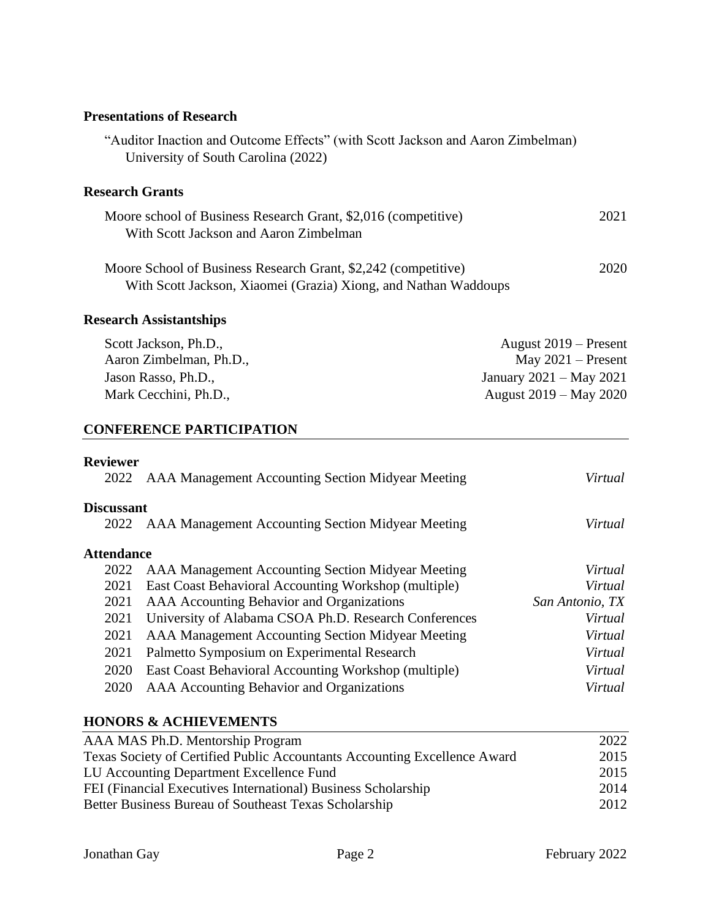### Presentations of Research

"Auditor Inaction and Outcome Effects" (with Scott Jackson and Aaron Zimbelman)
University of South Carolina (2022)

### Research Grants

Moore school of Business Research Grant, $2,016 (competitive) — 2021
With Scott Jackson and Aaron Zimbelman

Moore School of Business Research Grant, $2,242 (competitive) — 2020
With Scott Jackson, Xiaomei (Grazia) Xiong, and Nathan Waddoups

### Research Assistantships

| | |
|---|---|
| Scott Jackson, Ph.D., | August 2019 – Present |
| Aaron Zimbelman, Ph.D., | May 2021 – Present |
| Jason Rasso, Ph.D., | January 2021 – May 2021 |
| Mark Cecchini, Ph.D., | August 2019 – May 2020 |

## CONFERENCE PARTICIPATION

**Reviewer**

| | | |
|---|---|---|
| 2022 | AAA Management Accounting Section Midyear Meeting | *Virtual* |

**Discussant**

| | | |
|---|---|---|
| 2022 | AAA Management Accounting Section Midyear Meeting | *Virtual* |

**Attendance**

| | | |
|---|---|---|
| 2022 | AAA Management Accounting Section Midyear Meeting | *Virtual* |
| 2021 | East Coast Behavioral Accounting Workshop (multiple) | *Virtual* |
| 2021 | AAA Accounting Behavior and Organizations | *San Antonio, TX* |
| 2021 | University of Alabama CSOA Ph.D. Research Conferences | *Virtual* |
| 2021 | AAA Management Accounting Section Midyear Meeting | *Virtual* |
| 2021 | Palmetto Symposium on Experimental Research | *Virtual* |
| 2020 | East Coast Behavioral Accounting Workshop (multiple) | *Virtual* |
| 2020 | AAA Accounting Behavior and Organizations | *Virtual* |

## HONORS & ACHIEVEMENTS

| | |
|---|---|
| AAA MAS Ph.D. Mentorship Program | 2022 |
| Texas Society of Certified Public Accountants Accounting Excellence Award | 2015 |
| LU Accounting Department Excellence Fund | 2015 |
| FEI (Financial Executives International) Business Scholarship | 2014 |
| Better Business Bureau of Southeast Texas Scholarship | 2012 |